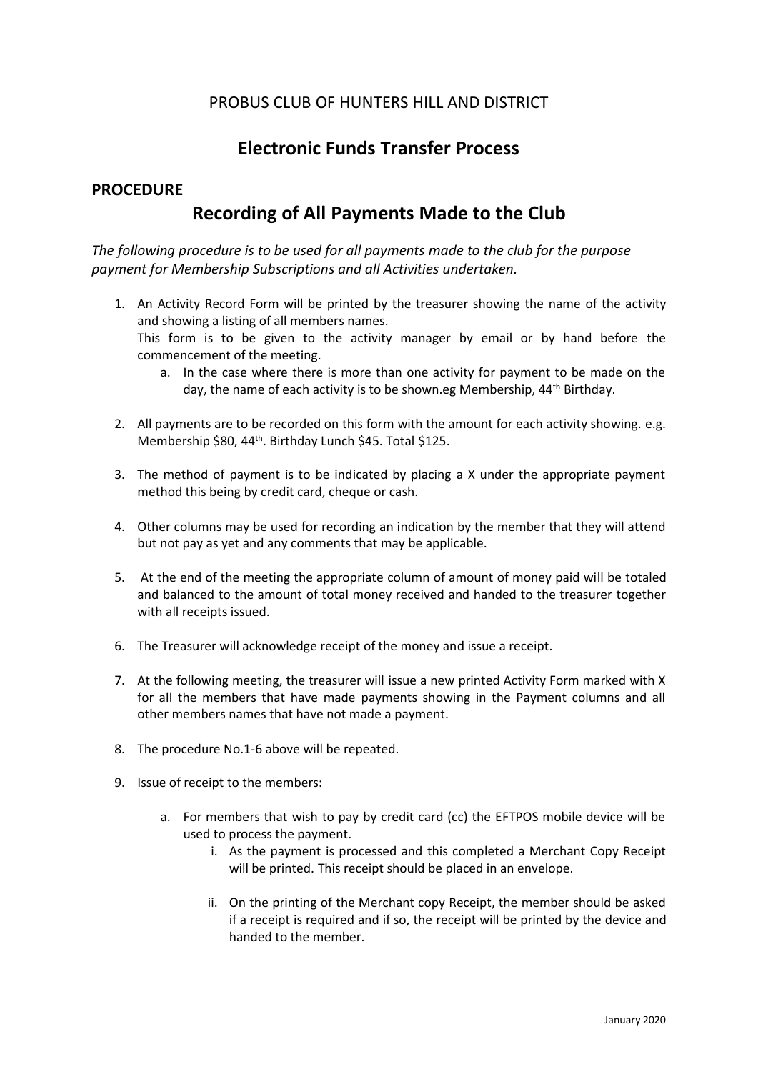PROBUS CLUB OF HUNTERS HILL AND DISTRICT

# Electronic Funds Transfer Process

## PROCEDURE

## Recording of All Payments Made to the Club

*The following procedure is to be used for all payments made to the club for the purpose payment for Membership Subscriptions and all Activities undertaken.*

1. An Activity Record Form will be printed by the treasurer showing the name of the activity and showing a listing of all members names.
   This form is to be given to the activity manager by email or by hand before the commencement of the meeting.
   a. In the case where there is more than one activity for payment to be made on the day, the name of each activity is to be shown.eg Membership, 44th Birthday.

2. All payments are to be recorded on this form with the amount for each activity showing. e.g. Membership $80, 44th. Birthday Lunch $45. Total $125.

3. The method of payment is to be indicated by placing a X under the appropriate payment method this being by credit card, cheque or cash.

4. Other columns may be used for recording an indication by the member that they will attend but not pay as yet and any comments that may be applicable.

5. At the end of the meeting the appropriate column of amount of money paid will be totaled and balanced to the amount of total money received and handed to the treasurer together with all receipts issued.

6. The Treasurer will acknowledge receipt of the money and issue a receipt.

7. At the following meeting, the treasurer will issue a new printed Activity Form marked with X for all the members that have made payments showing in the Payment columns and all other members names that have not made a payment.

8. The procedure No.1-6 above will be repeated.

9. Issue of receipt to the members:

   a. For members that wish to pay by credit card (cc) the EFTPOS mobile device will be used to process the payment.
      i. As the payment is processed and this completed a Merchant Copy Receipt will be printed. This receipt should be placed in an envelope.

      ii. On the printing of the Merchant copy Receipt, the member should be asked if a receipt is required and if so, the receipt will be printed by the device and handed to the member.

January 2020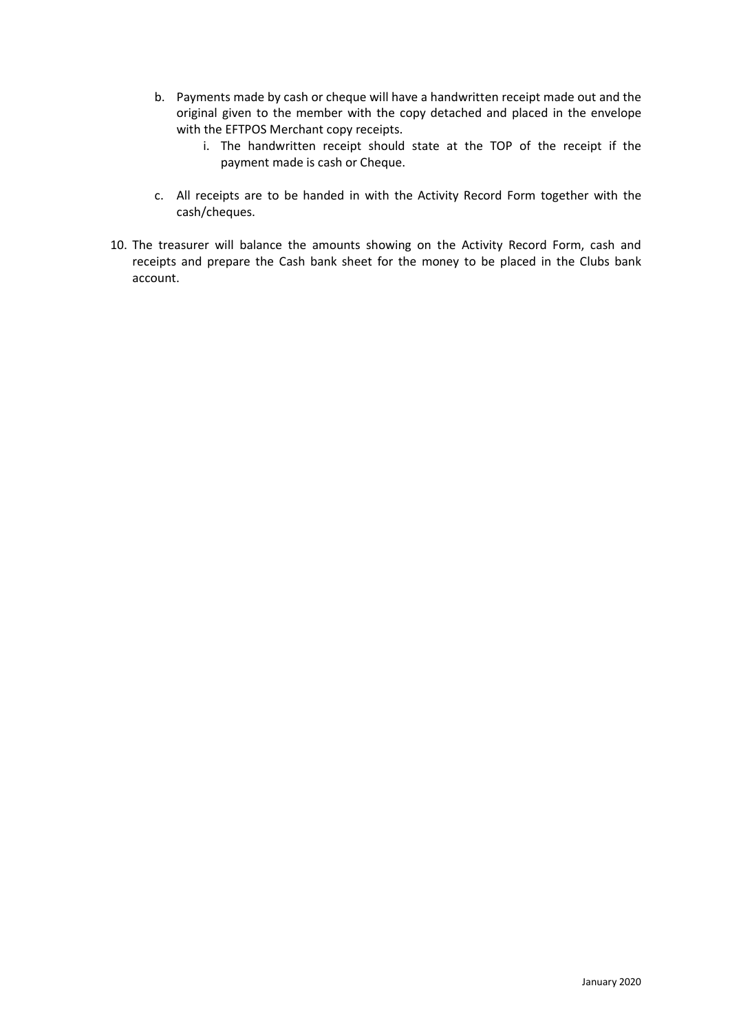b. Payments made by cash or cheque will have a handwritten receipt made out and the original given to the member with the copy detached and placed in the envelope with the EFTPOS Merchant copy receipts.
    i. The handwritten receipt should state at the TOP of the receipt if the payment made is cash or Cheque.

c. All receipts are to be handed in with the Activity Record Form together with the cash/cheques.

10. The treasurer will balance the amounts showing on the Activity Record Form, cash and receipts and prepare the Cash bank sheet for the money to be placed in the Clubs bank account.

January 2020